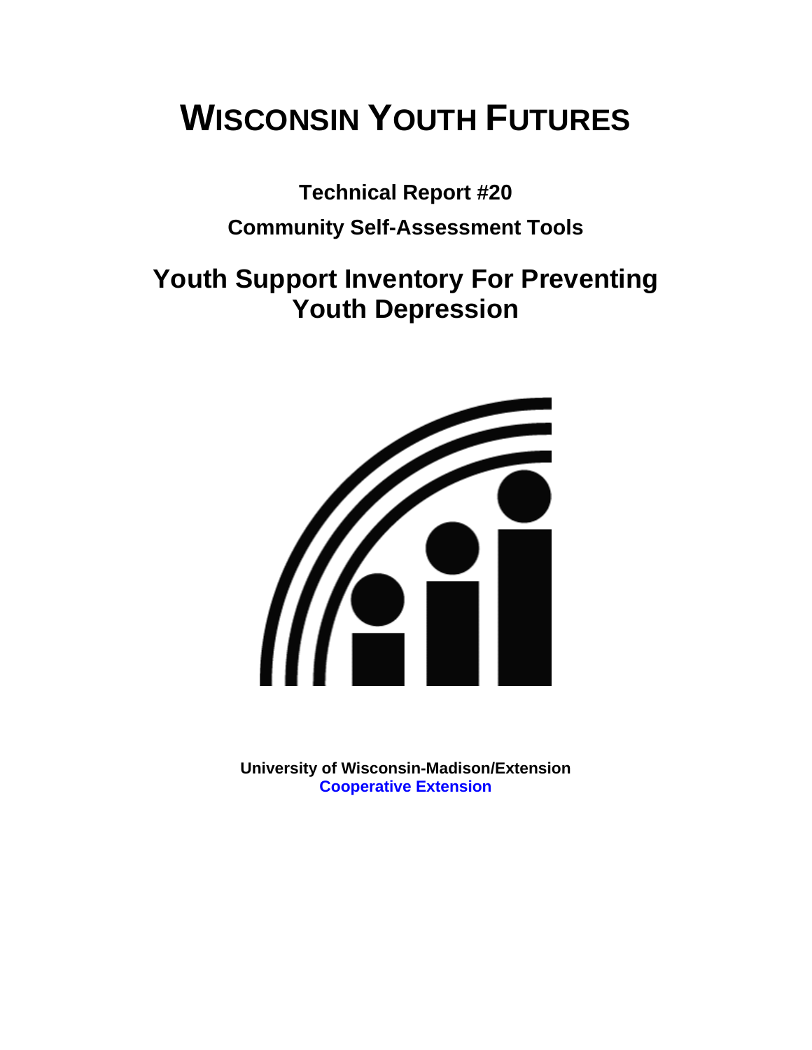# WISCONSIN YOUTH FUTURES

**Technical Report #20**

**Community Self-Assessment Tools**

## Youth Support Inventory For Preventing Youth Depression

**University of Wisconsin-Madison/Extension**
**Cooperative Extension**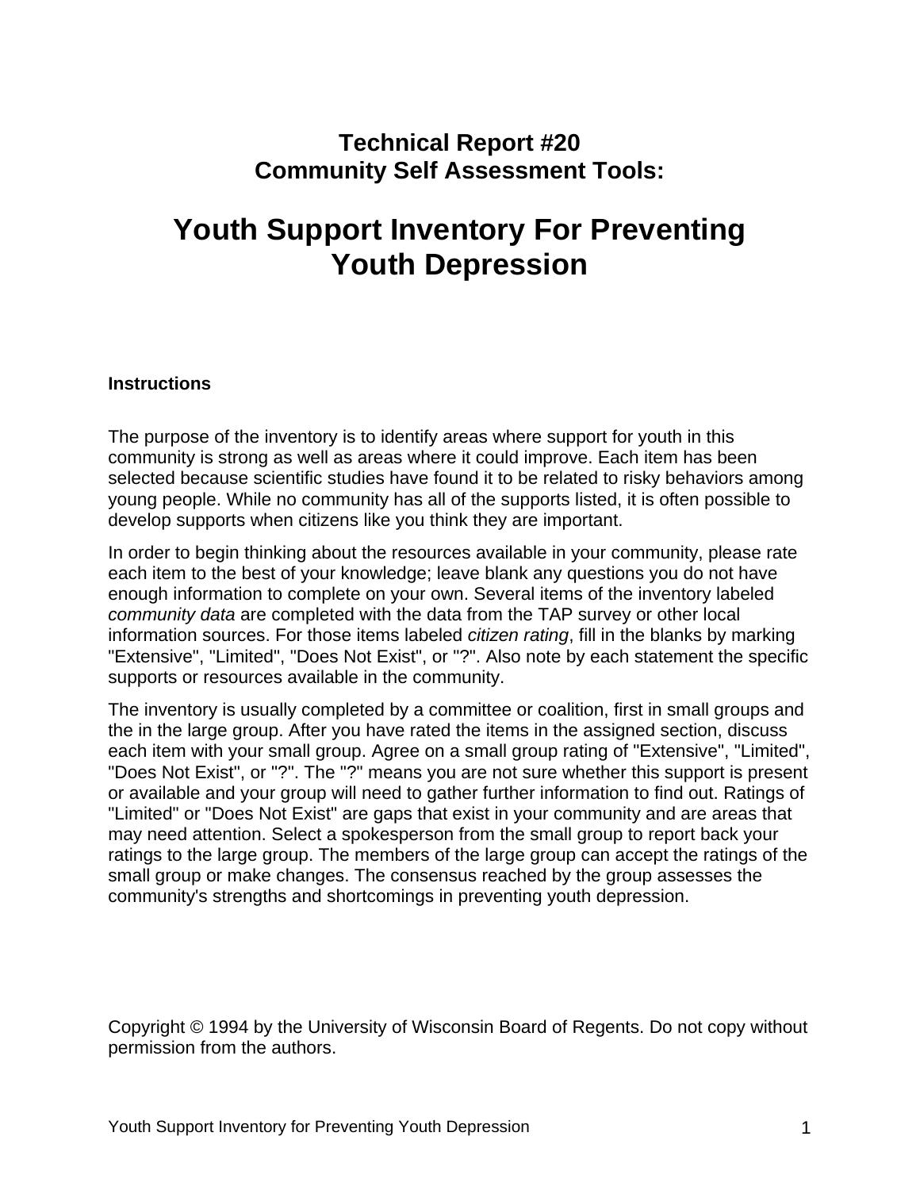# Technical Report #20
# Community Self Assessment Tools:

# Youth Support Inventory For Preventing Youth Depression

**Instructions**

The purpose of the inventory is to identify areas where support for youth in this community is strong as well as areas where it could improve. Each item has been selected because scientific studies have found it to be related to risky behaviors among young people. While no community has all of the supports listed, it is often possible to develop supports when citizens like you think they are important.

In order to begin thinking about the resources available in your community, please rate each item to the best of your knowledge; leave blank any questions you do not have enough information to complete on your own. Several items of the inventory labeled *community data* are completed with the data from the TAP survey or other local information sources. For those items labeled *citizen rating*, fill in the blanks by marking "Extensive", "Limited", "Does Not Exist", or "?". Also note by each statement the specific supports or resources available in the community.

The inventory is usually completed by a committee or coalition, first in small groups and the in the large group. After you have rated the items in the assigned section, discuss each item with your small group. Agree on a small group rating of "Extensive", "Limited", "Does Not Exist", or "?". The "?" means you are not sure whether this support is present or available and your group will need to gather further information to find out. Ratings of "Limited" or "Does Not Exist" are gaps that exist in your community and are areas that may need attention. Select a spokesperson from the small group to report back your ratings to the large group. The members of the large group can accept the ratings of the small group or make changes. The consensus reached by the group assesses the community's strengths and shortcomings in preventing youth depression.

Copyright © 1994 by the University of Wisconsin Board of Regents. Do not copy without permission from the authors.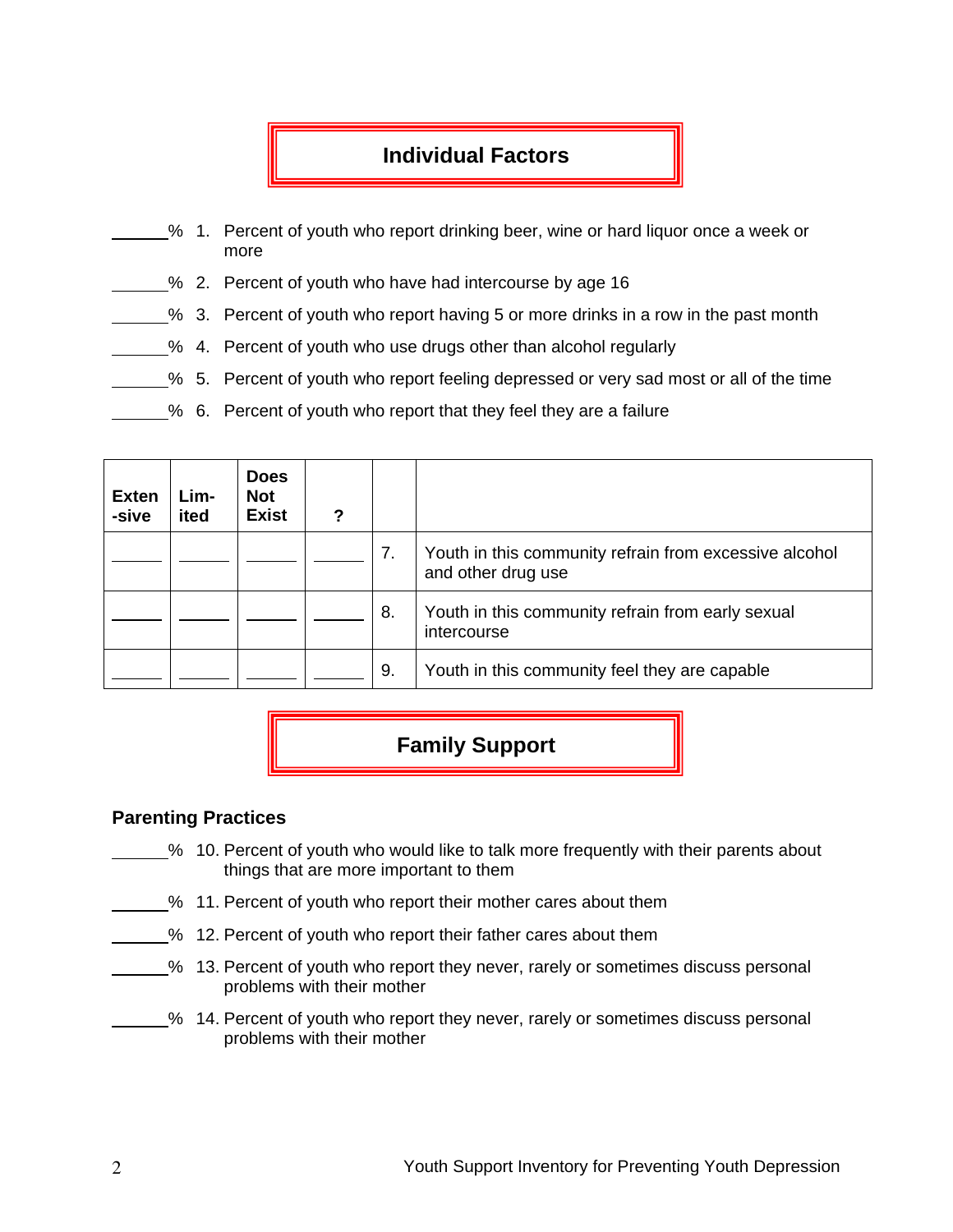## Individual Factors

\_\_\_\_\_\_% 1. Percent of youth who report drinking beer, wine or hard liquor once a week or more

\_\_\_\_\_\_% 2. Percent of youth who have had intercourse by age 16

\_\_\_\_\_\_% 3. Percent of youth who report having 5 or more drinks in a row in the past month

\_\_\_\_\_\_% 4. Percent of youth who use drugs other than alcohol regularly

\_\_\_\_\_\_% 5. Percent of youth who report feeling depressed or very sad most or all of the time

\_\_\_\_\_\_% 6. Percent of youth who report that they feel they are a failure

| Exten-sive | Lim-ited | Does Not Exist | ? | | |
|---|---|---|---|---|---|
| \_\_\_\_\_\_ | \_\_\_\_\_\_ | \_\_\_\_\_\_ | \_\_\_\_\_\_ | 7. | Youth in this community refrain from excessive alcohol and other drug use |
| \_\_\_\_\_\_ | \_\_\_\_\_\_ | \_\_\_\_\_\_ | \_\_\_\_\_\_ | 8. | Youth in this community refrain from early sexual intercourse |
| \_\_\_\_\_\_ | \_\_\_\_\_\_ | \_\_\_\_\_\_ | \_\_\_\_\_\_ | 9. | Youth in this community feel they are capable |

## Family Support

### Parenting Practices

\_\_\_\_\_\_% 10. Percent of youth who would like to talk more frequently with their parents about things that are more important to them

\_\_\_\_\_\_% 11. Percent of youth who report their mother cares about them

\_\_\_\_\_\_% 12. Percent of youth who report their father cares about them

\_\_\_\_\_\_% 13. Percent of youth who report they never, rarely or sometimes discuss personal problems with their mother

\_\_\_\_\_\_% 14. Percent of youth who report they never, rarely or sometimes discuss personal problems with their mother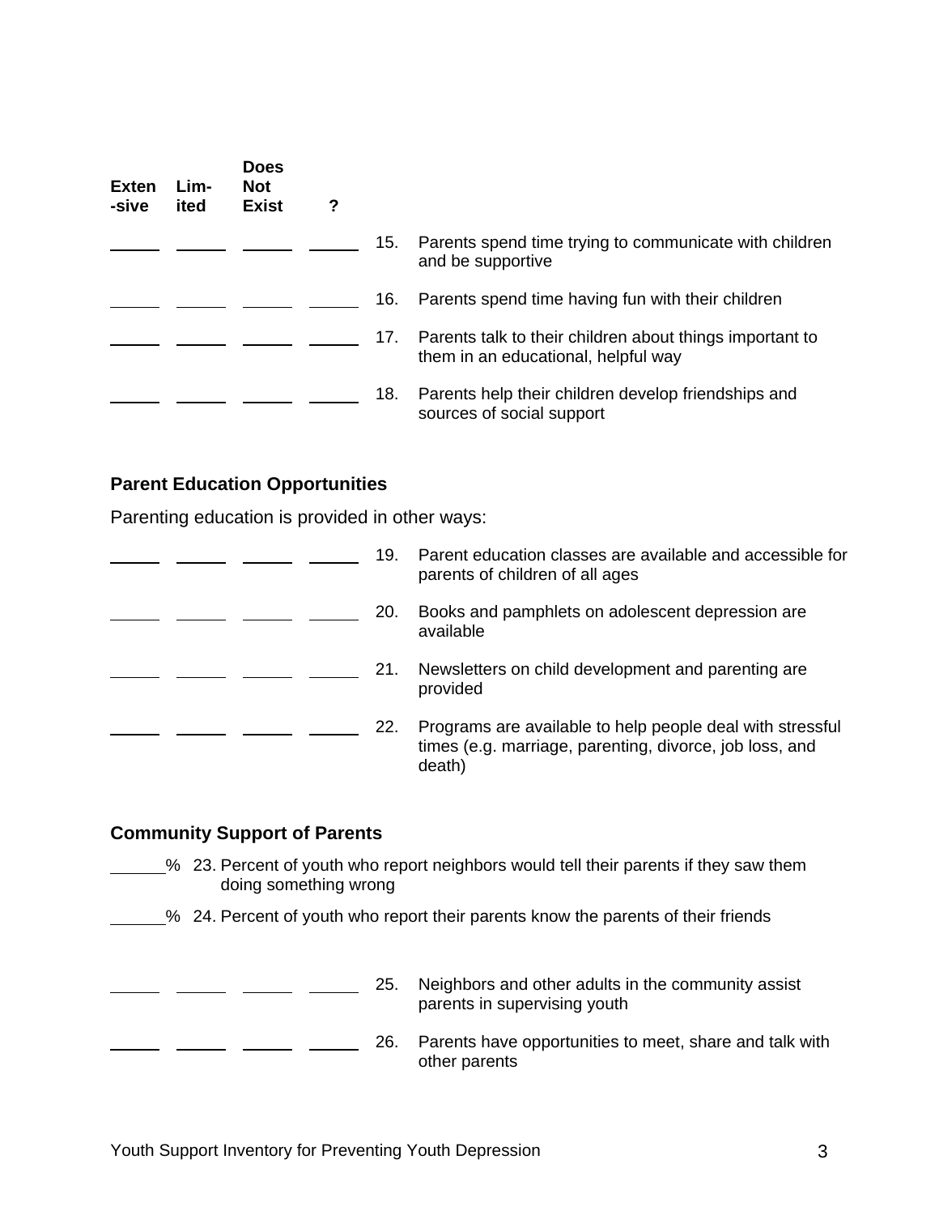| Exten-sive | Lim-ited | Does Not Exist | ? | | |
|---|---|---|---|---|---|
| _____ | _____ | _____ | _____ | 15. | Parents spend time trying to communicate with children and be supportive |
| _____ | _____ | _____ | _____ | 16. | Parents spend time having fun with their children |
| _____ | _____ | _____ | _____ | 17. | Parents talk to their children about things important to them in an educational, helpful way |
| _____ | _____ | _____ | _____ | 18. | Parents help their children develop friendships and sources of social support |

### Parent Education Opportunities

Parenting education is provided in other ways:

| | | | | | |
|---|---|---|---|---|---|
| _____ | _____ | _____ | _____ | 19. | Parent education classes are available and accessible for parents of children of all ages |
| _____ | _____ | _____ | _____ | 20. | Books and pamphlets on adolescent depression are available |
| _____ | _____ | _____ | _____ | 21. | Newsletters on child development and parenting are provided |
| _____ | _____ | _____ | _____ | 22. | Programs are available to help people deal with stressful times (e.g. marriage, parenting, divorce, job loss, and death) |

### Community Support of Parents

_____% 23. Percent of youth who report neighbors would tell their parents if they saw them doing something wrong

_____% 24. Percent of youth who report their parents know the parents of their friends

| | | | | | |
|---|---|---|---|---|---|
| _____ | _____ | _____ | _____ | 25. | Neighbors and other adults in the community assist parents in supervising youth |
| _____ | _____ | _____ | _____ | 26. | Parents have opportunities to meet, share and talk with other parents |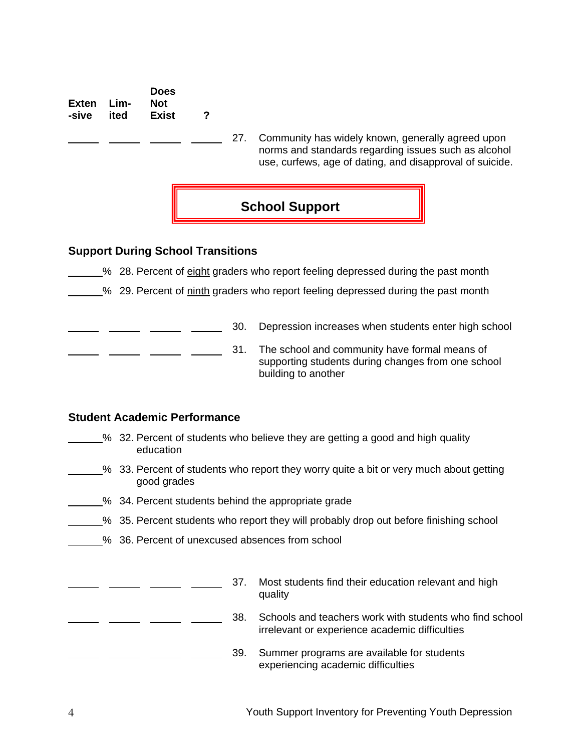| Exten-sive | Lim-ited | Does Not Exist | ? | | |
|---|---|---|---|---|---|
| ____ | ____ | ____ | ____ | 27. | Community has widely known, generally agreed upon norms and standards regarding issues such as alcohol use, curfews, age of dating, and disapproval of suicide. |

## School Support

### Support During School Transitions

_____% 28. Percent of <u>eight</u> graders who report feeling depressed during the past month

_____% 29. Percent of <u>ninth</u> graders who report feeling depressed during the past month

| Exten-sive | Lim-ited | Does Not Exist | ? | | |
|---|---|---|---|---|---|
| ____ | ____ | ____ | ____ | 30. | Depression increases when students enter high school |
| ____ | ____ | ____ | ____ | 31. | The school and community have formal means of supporting students during changes from one school building to another |

### Student Academic Performance

_____% 32. Percent of students who believe they are getting a good and high quality education

_____% 33. Percent of students who report they worry quite a bit or very much about getting good grades

_____% 34. Percent students behind the appropriate grade

_____% 35. Percent students who report they will probably drop out before finishing school

_____% 36. Percent of unexcused absences from school

| Exten-sive | Lim-ited | Does Not Exist | ? | | |
|---|---|---|---|---|---|
| ____ | ____ | ____ | ____ | 37. | Most students find their education relevant and high quality |
| ____ | ____ | ____ | ____ | 38. | Schools and teachers work with students who find school irrelevant or experience academic difficulties |
| ____ | ____ | ____ | ____ | 39. | Summer programs are available for students experiencing academic difficulties |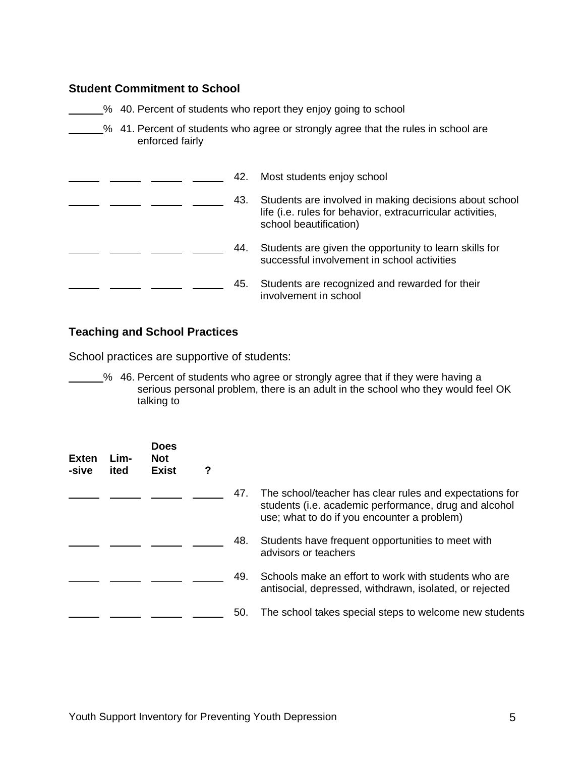## Student Commitment to School

______% 40. Percent of students who report they enjoy going to school

______% 41. Percent of students who agree or strongly agree that the rules in school are enforced fairly

| Exten-sive | Lim-ited | Does Not Exist | ? | | |
|---|---|---|---|---|---|
| ____ | ____ | ____ | ____ | 42. | Most students enjoy school |
| ____ | ____ | ____ | ____ | 43. | Students are involved in making decisions about school life (i.e. rules for behavior, extracurricular activities, school beautification) |
| ____ | ____ | ____ | ____ | 44. | Students are given the opportunity to learn skills for successful involvement in school activities |
| ____ | ____ | ____ | ____ | 45. | Students are recognized and rewarded for their involvement in school |

## Teaching and School Practices

School practices are supportive of students:

______% 46. Percent of students who agree or strongly agree that if they were having a serious personal problem, there is an adult in the school who they would feel OK talking to

| Exten-sive | Lim-ited | Does Not Exist | ? | | |
|---|---|---|---|---|---|
| ____ | ____ | ____ | ____ | 47. | The school/teacher has clear rules and expectations for students (i.e. academic performance, drug and alcohol use; what to do if you encounter a problem) |
| ____ | ____ | ____ | ____ | 48. | Students have frequent opportunities to meet with advisors or teachers |
| ____ | ____ | ____ | ____ | 49. | Schools make an effort to work with students who are antisocial, depressed, withdrawn, isolated, or rejected |
| ____ | ____ | ____ | ____ | 50. | The school takes special steps to welcome new students |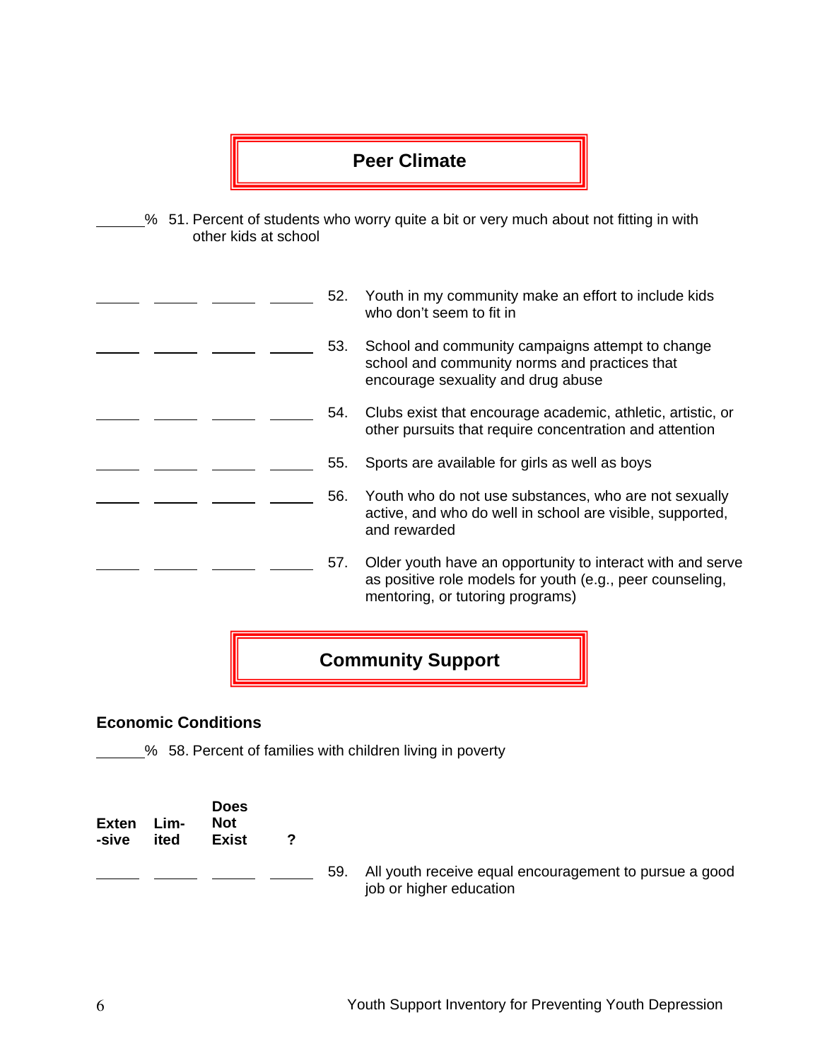## Peer Climate

______% 51. Percent of students who worry quite a bit or very much about not fitting in with other kids at school

| | | | | | |
|---|---|---|---|---|---|
| ______ | ______ | ______ | ______ | 52. | Youth in my community make an effort to include kids who don't seem to fit in |
| ______ | ______ | ______ | ______ | 53. | School and community campaigns attempt to change school and community norms and practices that encourage sexuality and drug abuse |
| ______ | ______ | ______ | ______ | 54. | Clubs exist that encourage academic, athletic, artistic, or other pursuits that require concentration and attention |
| ______ | ______ | ______ | ______ | 55. | Sports are available for girls as well as boys |
| ______ | ______ | ______ | ______ | 56. | Youth who do not use substances, who are not sexually active, and who do well in school are visible, supported, and rewarded |
| ______ | ______ | ______ | ______ | 57. | Older youth have an opportunity to interact with and serve as positive role models for youth (e.g., peer counseling, mentoring, or tutoring programs) |

## Community Support

### Economic Conditions

______% 58. Percent of families with children living in poverty

| Extensive | Limited | Does Not Exist | ? | | |
|---|---|---|---|---|---|
| ______ | ______ | ______ | ______ | 59. | All youth receive equal encouragement to pursue a good job or higher education |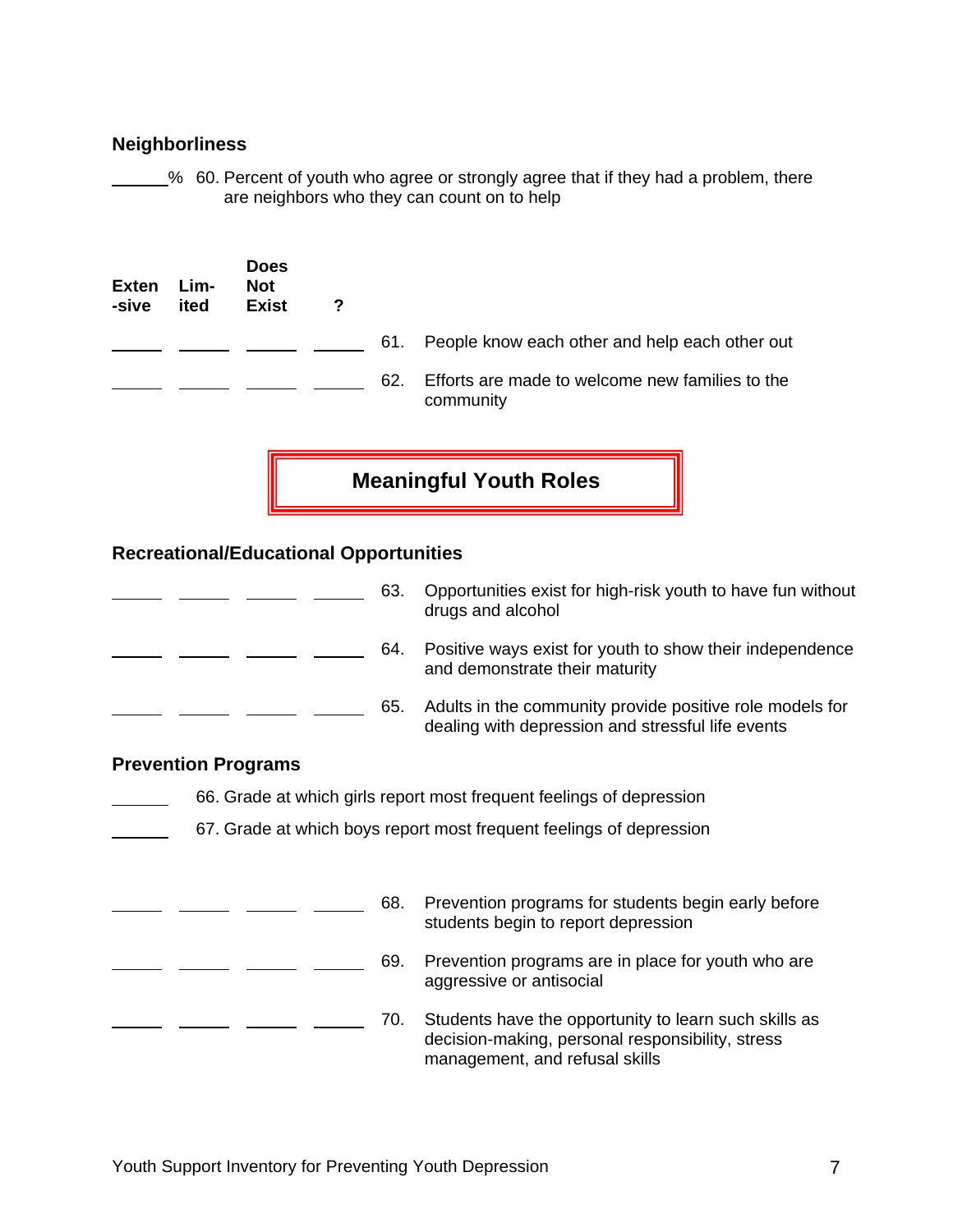### Neighborliness

______% 60. Percent of youth who agree or strongly agree that if they had a problem, there are neighbors who they can count on to help

| Exten-sive | Lim-ited | Does Not Exist | ? | | |
|---|---|---|---|---|---|
| ______ | ______ | ______ | ______ | 61. | People know each other and help each other out |
| ______ | ______ | ______ | ______ | 62. | Efforts are made to welcome new families to the community |

## Meaningful Youth Roles

### Recreational/Educational Opportunities

| | | | | | |
|---|---|---|---|---|---|
| ______ | ______ | ______ | ______ | 63. | Opportunities exist for high-risk youth to have fun without drugs and alcohol |
| ______ | ______ | ______ | ______ | 64. | Positive ways exist for youth to show their independence and demonstrate their maturity |
| ______ | ______ | ______ | ______ | 65. | Adults in the community provide positive role models for dealing with depression and stressful life events |

### Prevention Programs

______ 66. Grade at which girls report most frequent feelings of depression

______ 67. Grade at which boys report most frequent feelings of depression

| | | | | | |
|---|---|---|---|---|---|
| ______ | ______ | ______ | ______ | 68. | Prevention programs for students begin early before students begin to report depression |
| ______ | ______ | ______ | ______ | 69. | Prevention programs are in place for youth who are aggressive or antisocial |
| ______ | ______ | ______ | ______ | 70. | Students have the opportunity to learn such skills as decision-making, personal responsibility, stress management, and refusal skills |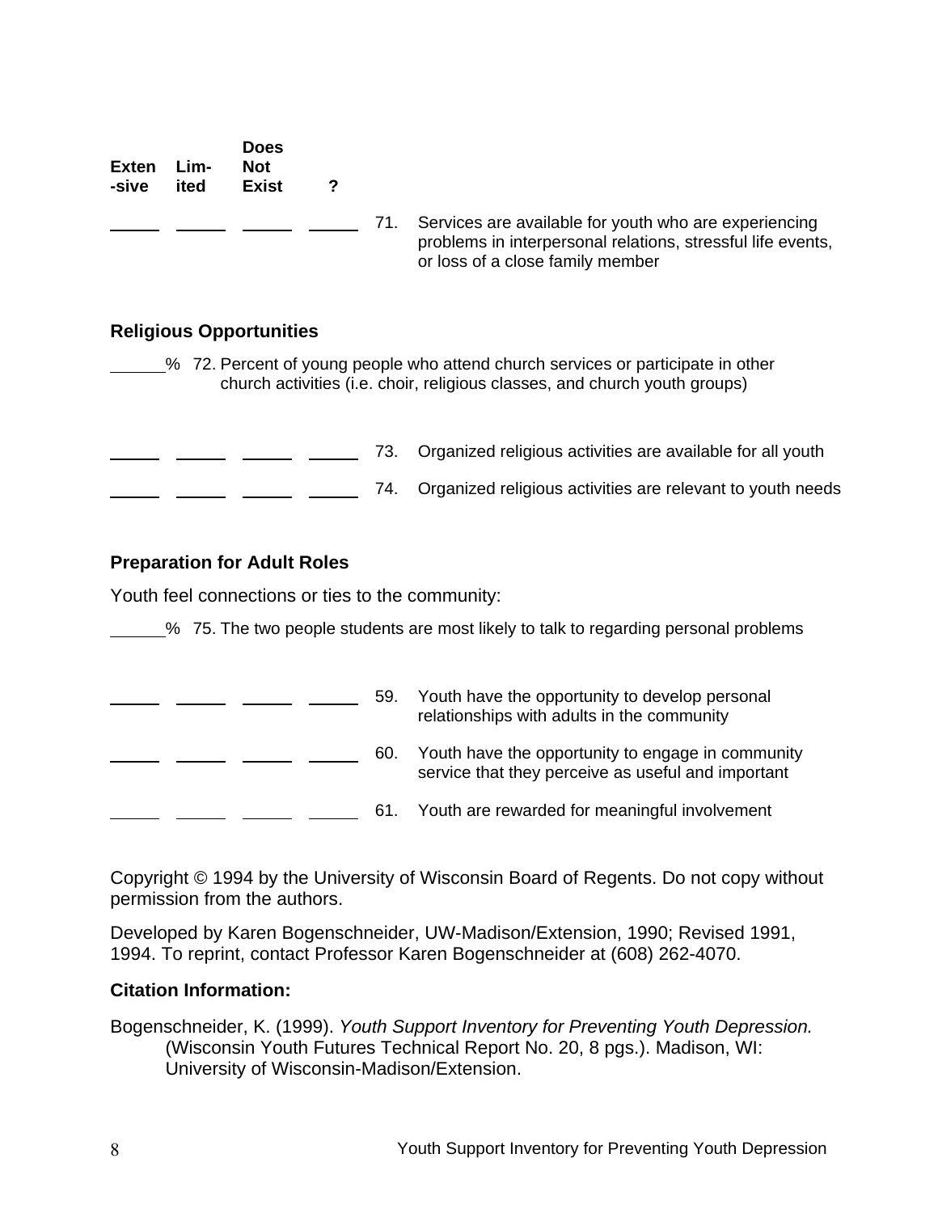| Exten-sive | Lim-ited | Does Not Exist | ? | | |
|---|---|---|---|---|---|
| _____ | _____ | _____ | _____ | 71. | Services are available for youth who are experiencing problems in interpersonal relations, stressful life events, or loss of a close family member |

**Religious Opportunities**

_____% 72. Percent of young people who attend church services or participate in other church activities (i.e. choir, religious classes, and church youth groups)

| | | | | | |
|---|---|---|---|---|---|
| _____ | _____ | _____ | _____ | 73. | Organized religious activities are available for all youth |
| _____ | _____ | _____ | _____ | 74. | Organized religious activities are relevant to youth needs |

**Preparation for Adult Roles**

Youth feel connections or ties to the community:

_____% 75. The two people students are most likely to talk to regarding personal problems

| | | | | | |
|---|---|---|---|---|---|
| _____ | _____ | _____ | _____ | 59. | Youth have the opportunity to develop personal relationships with adults in the community |
| _____ | _____ | _____ | _____ | 60. | Youth have the opportunity to engage in community service that they perceive as useful and important |
| _____ | _____ | _____ | _____ | 61. | Youth are rewarded for meaningful involvement |

Copyright © 1994 by the University of Wisconsin Board of Regents. Do not copy without permission from the authors.

Developed by Karen Bogenschneider, UW-Madison/Extension, 1990; Revised 1991, 1994. To reprint, contact Professor Karen Bogenschneider at (608) 262-4070.

**Citation Information:**

Bogenschneider, K. (1999). *Youth Support Inventory for Preventing Youth Depression.* (Wisconsin Youth Futures Technical Report No. 20, 8 pgs.). Madison, WI: University of Wisconsin-Madison/Extension.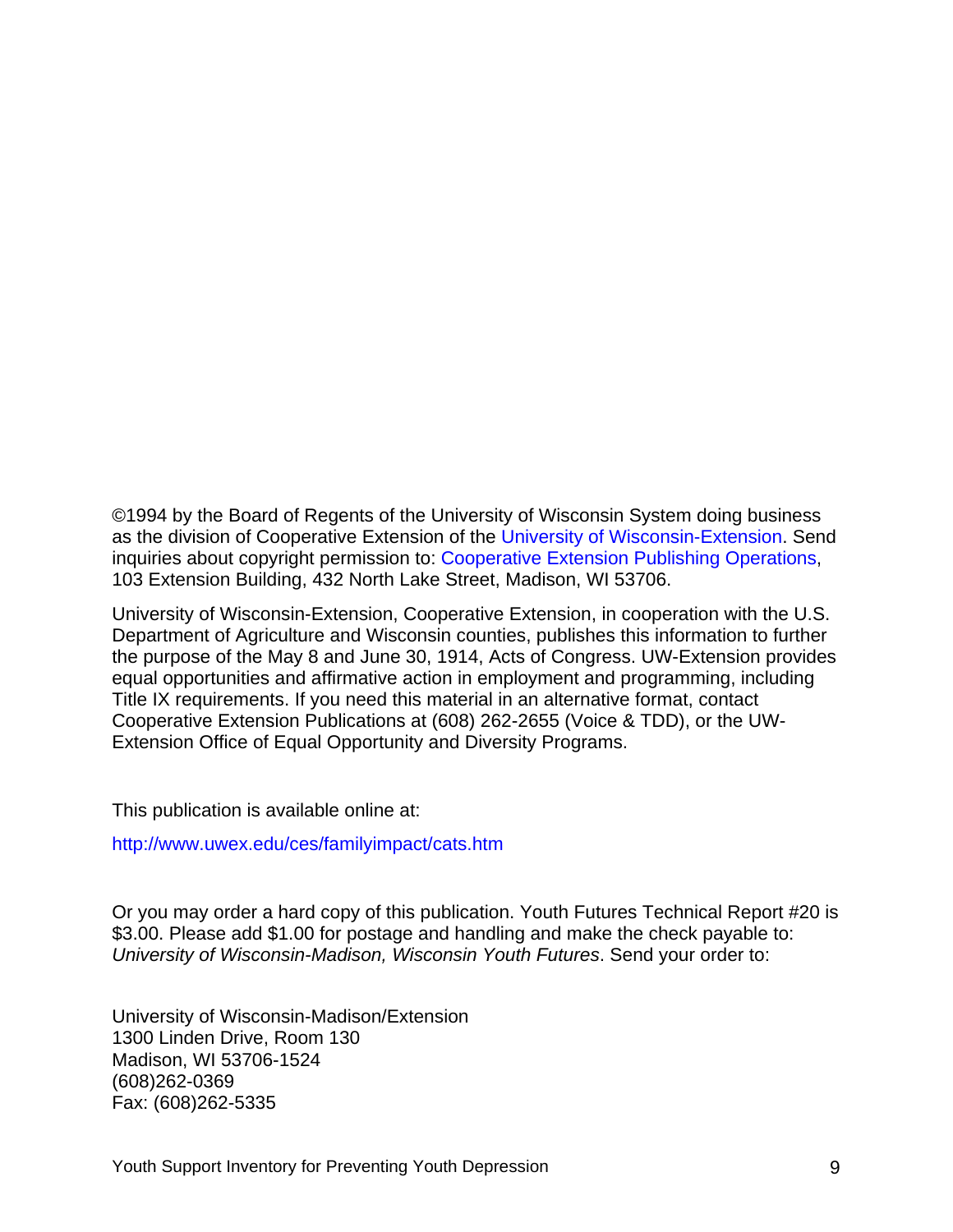©1994 by the Board of Regents of the University of Wisconsin System doing business as the division of Cooperative Extension of the University of Wisconsin-Extension. Send inquiries about copyright permission to: Cooperative Extension Publishing Operations, 103 Extension Building, 432 North Lake Street, Madison, WI 53706.

University of Wisconsin-Extension, Cooperative Extension, in cooperation with the U.S. Department of Agriculture and Wisconsin counties, publishes this information to further the purpose of the May 8 and June 30, 1914, Acts of Congress. UW-Extension provides equal opportunities and affirmative action in employment and programming, including Title IX requirements. If you need this material in an alternative format, contact Cooperative Extension Publications at (608) 262-2655 (Voice & TDD), or the UW-Extension Office of Equal Opportunity and Diversity Programs.

This publication is available online at:

http://www.uwex.edu/ces/familyimpact/cats.htm

Or you may order a hard copy of this publication. Youth Futures Technical Report #20 is $3.00. Please add $1.00 for postage and handling and make the check payable to: *University of Wisconsin-Madison, Wisconsin Youth Futures*. Send your order to:

University of Wisconsin-Madison/Extension
1300 Linden Drive, Room 130
Madison, WI 53706-1524
(608)262-0369
Fax: (608)262-5335